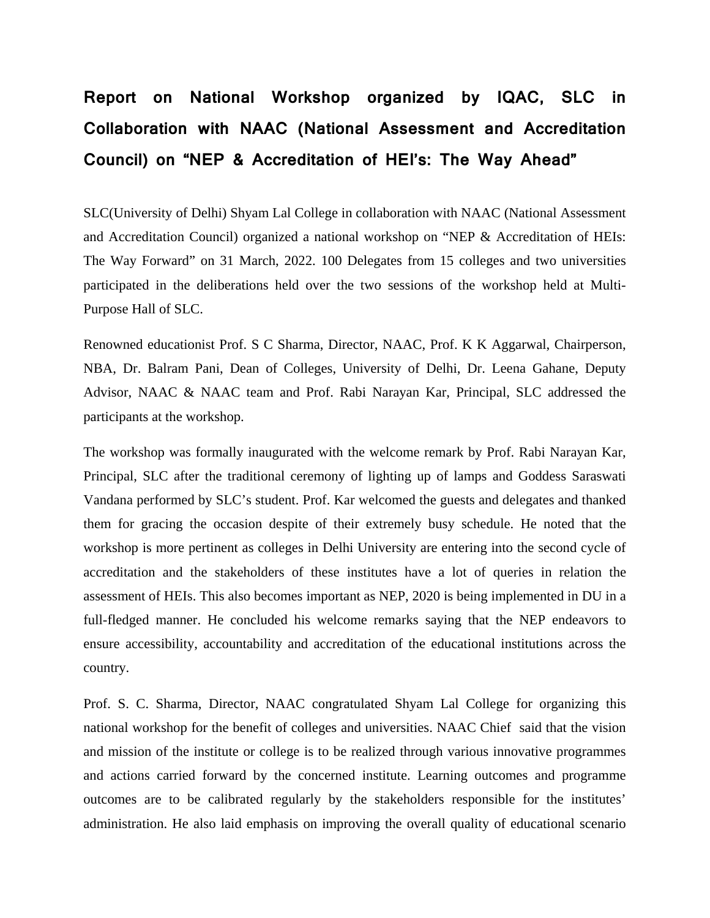# Report on National Workshop organized by IQAC, SLC in Collaboration with NAAC (National Assessment and Accreditation Council) on "NEP & Accreditation of HEI's: The Way Ahead"

SLC(University of Delhi) Shyam Lal College in collaboration with NAAC (National Assessment and Accreditation Council) organized a national workshop on "NEP & Accreditation of HEIs: The Way Forward" on 31 March, 2022. 100 Delegates from 15 colleges and two universities participated in the deliberations held over the two sessions of the workshop held at Multi-Purpose Hall of SLC.

Renowned educationist Prof. S C Sharma, Director, NAAC, Prof. K K Aggarwal, Chairperson, NBA, Dr. Balram Pani, Dean of Colleges, University of Delhi, Dr. Leena Gahane, Deputy Advisor, NAAC & NAAC team and Prof. Rabi Narayan Kar, Principal, SLC addressed the participants at the workshop.

The workshop was formally inaugurated with the welcome remark by Prof. Rabi Narayan Kar, Principal, SLC after the traditional ceremony of lighting up of lamps and Goddess Saraswati Vandana performed by SLC's student. Prof. Kar welcomed the guests and delegates and thanked them for gracing the occasion despite of their extremely busy schedule. He noted that the workshop is more pertinent as colleges in Delhi University are entering into the second cycle of accreditation and the stakeholders of these institutes have a lot of queries in relation the assessment of HEIs. This also becomes important as NEP, 2020 is being implemented in DU in a full-fledged manner. He concluded his welcome remarks saying that the NEP endeavors to ensure accessibility, accountability and accreditation of the educational institutions across the country.

Prof. S. C. Sharma, Director, NAAC congratulated Shyam Lal College for organizing this national workshop for the benefit of colleges and universities. NAAC Chief said that the vision and mission of the institute or college is to be realized through various innovative programmes and actions carried forward by the concerned institute. Learning outcomes and programme outcomes are to be calibrated regularly by the stakeholders responsible for the institutes' administration. He also laid emphasis on improving the overall quality of educational scenario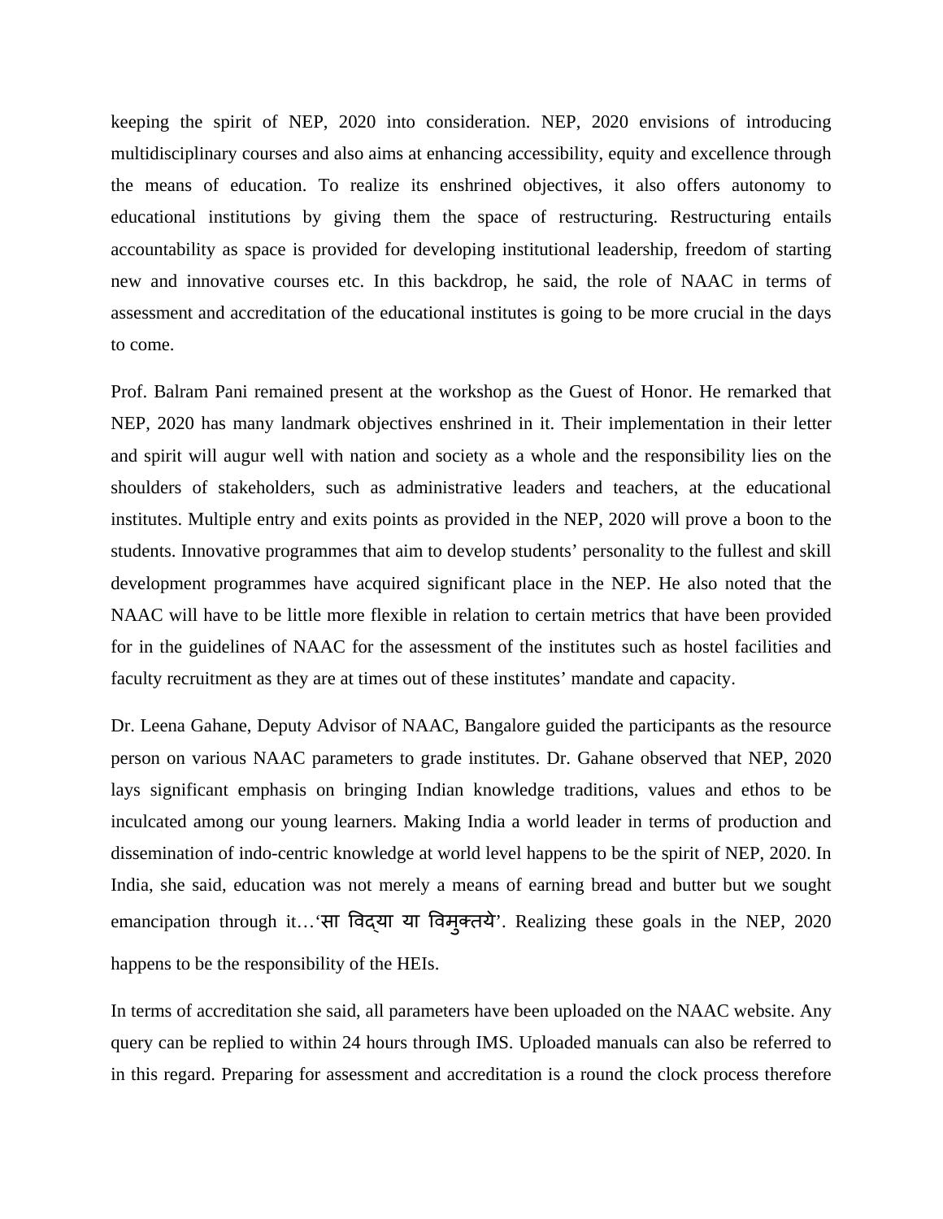keeping the spirit of NEP, 2020 into consideration. NEP, 2020 envisions of introducing multidisciplinary courses and also aims at enhancing accessibility, equity and excellence through the means of education. To realize its enshrined objectives, it also offers autonomy to educational institutions by giving them the space of restructuring. Restructuring entails accountability as space is provided for developing institutional leadership, freedom of starting new and innovative courses etc. In this backdrop, he said, the role of NAAC in terms of assessment and accreditation of the educational institutes is going to be more crucial in the days to come.

Prof. Balram Pani remained present at the workshop as the Guest of Honor. He remarked that NEP, 2020 has many landmark objectives enshrined in it. Their implementation in their letter and spirit will augur well with nation and society as a whole and the responsibility lies on the shoulders of stakeholders, such as administrative leaders and teachers, at the educational institutes. Multiple entry and exits points as provided in the NEP, 2020 will prove a boon to the students. Innovative programmes that aim to develop students' personality to the fullest and skill development programmes have acquired significant place in the NEP. He also noted that the NAAC will have to be little more flexible in relation to certain metrics that have been provided for in the guidelines of NAAC for the assessment of the institutes such as hostel facilities and faculty recruitment as they are at times out of these institutes' mandate and capacity.

Dr. Leena Gahane, Deputy Advisor of NAAC, Bangalore guided the participants as the resource person on various NAAC parameters to grade institutes. Dr. Gahane observed that NEP, 2020 lays significant emphasis on bringing Indian knowledge traditions, values and ethos to be inculcated among our young learners. Making India a world leader in terms of production and dissemination of indo-centric knowledge at world level happens to be the spirit of NEP, 2020. In India, she said, education was not merely a means of earning bread and butter but we sought emancipation through it…'सा विद्या या विमुक्तये'. Realizing these goals in the NEP, 2020 happens to be the responsibility of the HEIs.

In terms of accreditation she said, all parameters have been uploaded on the NAAC website. Any query can be replied to within 24 hours through IMS. Uploaded manuals can also be referred to in this regard. Preparing for assessment and accreditation is a round the clock process therefore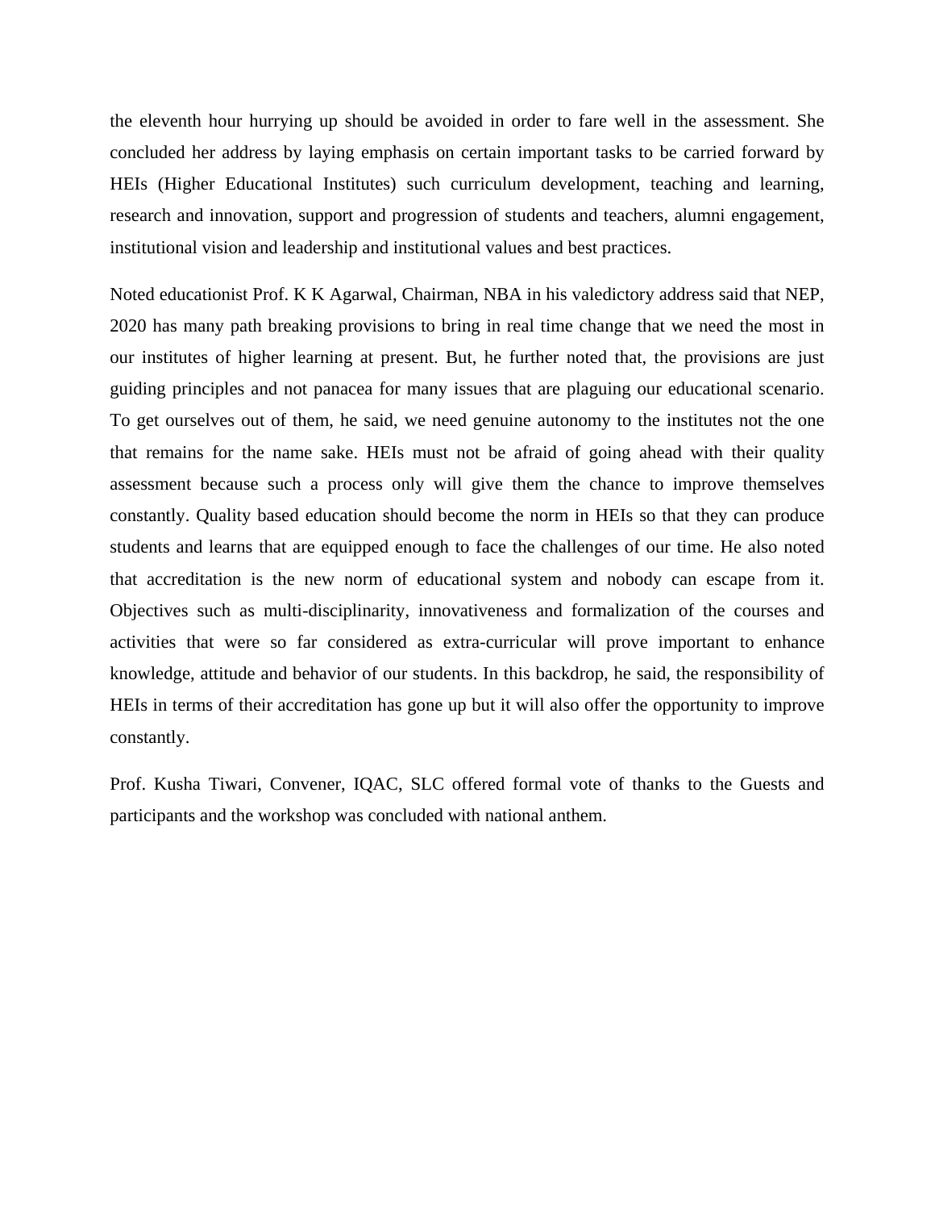the eleventh hour hurrying up should be avoided in order to fare well in the assessment. She concluded her address by laying emphasis on certain important tasks to be carried forward by HEIs (Higher Educational Institutes) such curriculum development, teaching and learning, research and innovation, support and progression of students and teachers, alumni engagement, institutional vision and leadership and institutional values and best practices.

Noted educationist Prof. K K Agarwal, Chairman, NBA in his valedictory address said that NEP, 2020 has many path breaking provisions to bring in real time change that we need the most in our institutes of higher learning at present. But, he further noted that, the provisions are just guiding principles and not panacea for many issues that are plaguing our educational scenario. To get ourselves out of them, he said, we need genuine autonomy to the institutes not the one that remains for the name sake. HEIs must not be afraid of going ahead with their quality assessment because such a process only will give them the chance to improve themselves constantly. Quality based education should become the norm in HEIs so that they can produce students and learns that are equipped enough to face the challenges of our time. He also noted that accreditation is the new norm of educational system and nobody can escape from it. Objectives such as multi-disciplinarity, innovativeness and formalization of the courses and activities that were so far considered as extra-curricular will prove important to enhance knowledge, attitude and behavior of our students. In this backdrop, he said, the responsibility of HEIs in terms of their accreditation has gone up but it will also offer the opportunity to improve constantly.

Prof. Kusha Tiwari, Convener, IQAC, SLC offered formal vote of thanks to the Guests and participants and the workshop was concluded with national anthem.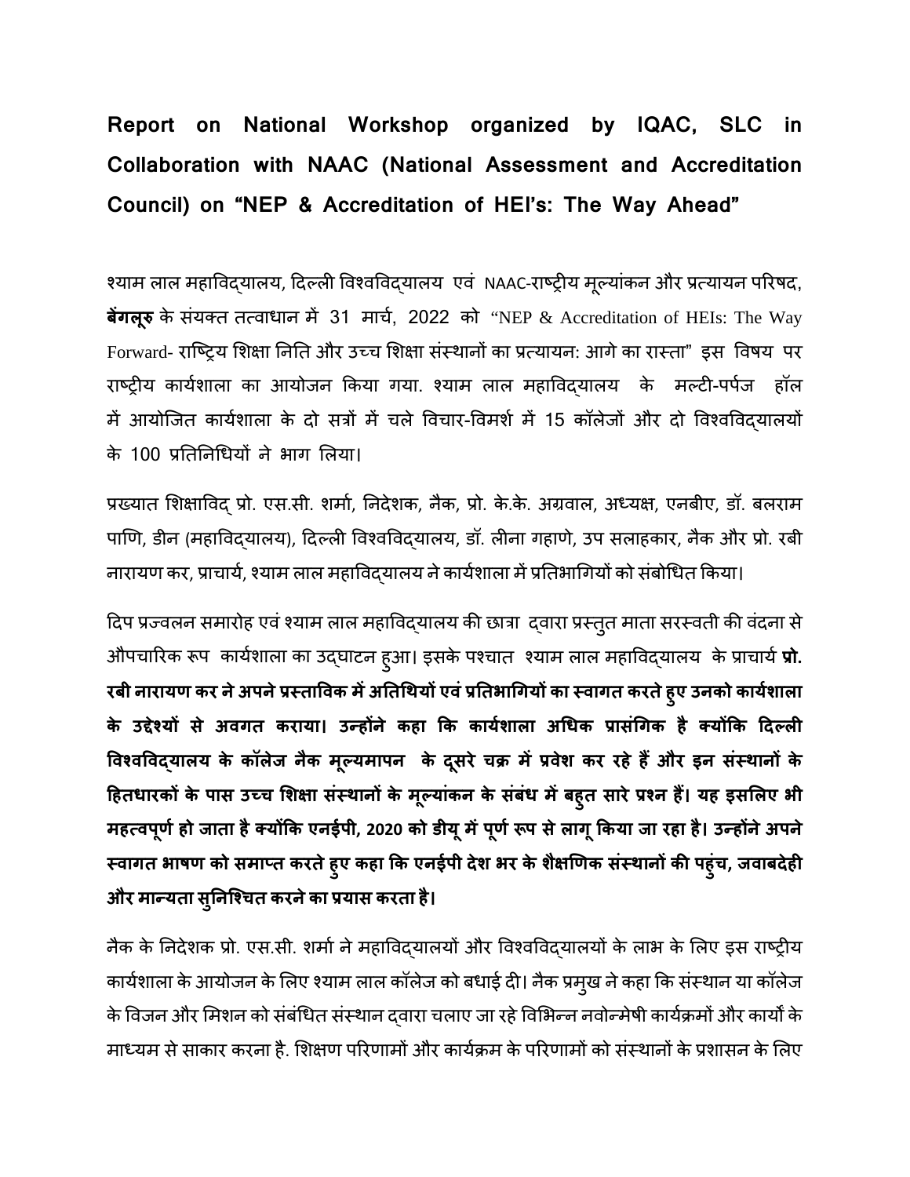# Report on National Workshop organized by IQAC, SLC in Collaboration with NAAC (National Assessment and Accreditation Council) on "NEP & Accreditation of HEI's: The Way Ahead"

श्याम लाल महाविद्यालय, दिल्ली विश्वविद्यालय एवं NAAC-राष्ट्रीय मूल्यांकन और प्रत्यायन परिषद, **बेंगलूरु** के संयक्त तत्वाधान में 31 मार्च, 2022 को "NEP & Accreditation of HEIs: The Way Forward- राष्ट्रिय शिक्षा निति और उच्च शिक्षा संस्थानों का प्रत्यायन: आगे का रास्ता" इस विषय पर राष्ट्रीय कार्यशाला का आयोजन किया गया. श्याम लाल महाविद्यालय के मल्टी-पर्पज हॉल में आयोजित कार्यशाला के दो सत्रों में चले विचार-विमर्श में 15 कॉलेजों और दो विश्वविद्यालयों के 100 प्रतिनिधियों ने भाग लिया।

प्रख्यात शिक्षाविद् प्रो. एस.सी. शर्मा, निदेशक, नैक, प्रो. के.के. अग्रवाल, अध्यक्ष, एनबीए, डॉ. बलराम पाणि, डीन (महाविद्यालय), दिल्ली विश्वविद्यालय, डॉ. लीना गहाणे, उप सलाहकार, नैक और प्रो. रबी नारायण कर, प्राचार्य, श्याम लाल महाविद्यालय ने कार्यशाला में प्रतिभागियों को संबोधित किया।

दिप प्रज्वलन समारोह एवं श्याम लाल महाविद्यालय की छात्रा द्वारा प्रस्तुत माता सरस्वती की वंदना से औपचारिक रूप कार्यशाला का उद्घाटन हुआ। इसके पश्चात श्याम लाल महाविद्यालय के प्राचार्य **प्रो. रबी नारायण कर ने अपने प्रस्ताविक में अतिथियों एवं प्रतिभागियों का स्वागत करते हुए उनको कार्यशाला के उद्देश्यों से अवगत कराया। उन्होंने कहा कि कार्यशाला अधिक प्रासंगिक है क्योंकि दिल्ली विश्वविद्यालय के कॉलेज नैक मूल्यमापन के दूसरे चक्र में प्रवेश कर रहे हैं और इन संस्थानों के हितधारकों के पास उच्च शिक्षा संस्थानों के मूल्यांकन के संबंध में बहुत सारे प्रश्न हैं। यह इसलिए भी महत्वपूर्ण हो जाता है क्योंकि एनईपी, 2020 को डीयू में पूर्ण रूप से लागू किया जा रहा है। उन्होंने अपने स्वागत भाषण को समाप्त करते हुए कहा कि एनईपी देश भर के शैक्षणिक संस्थानों की पहुंच, जवाबदेही और मान्यता सुनिश्चित करने का प्रयास करता है।**

नैक के निदेशक प्रो. एस.सी. शर्मा ने महाविद्यालयों और विश्वविद्यालयों के लाभ के लिए इस राष्ट्रीय कार्यशाला के आयोजन के लिए श्याम लाल कॉलेज को बधाई दी। नैक प्रमुख ने कहा कि संस्थान या कॉलेज के विजन और मिशन को संबंधित संस्थान द्वारा चलाए जा रहे विभिन्न नवोन्मेषी कार्यक्रमों और कार्यों के माध्यम से साकार करना है. शिक्षण परिणामों और कार्यक्रम के परिणामों को संस्थानों के प्रशासन के लिए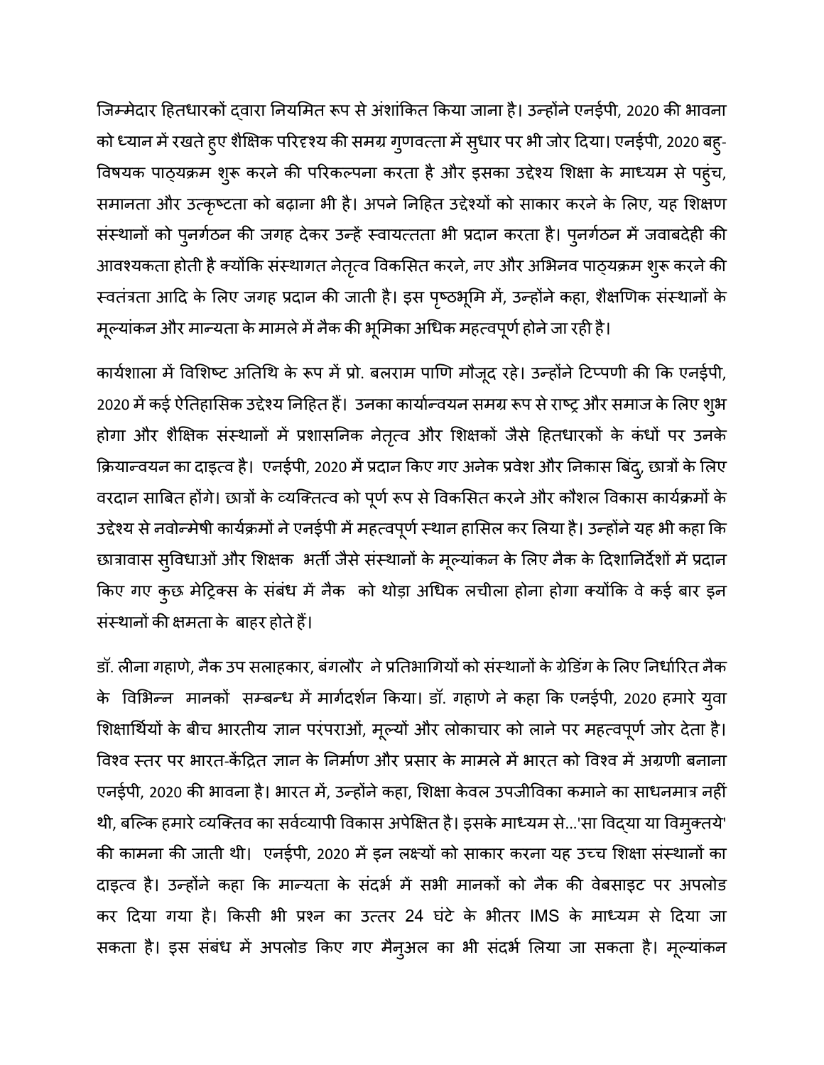जिम्मेदार हितधारकों द्वारा नियमित रूप से अंशांकित किया जाना है। उन्होंने एनईपी, 2020 की भावना को ध्यान में रखते हुए शैक्षिक परिदृश्य की समग्र गुणवत्ता में सुधार पर भी जोर दिया। एनईपी, 2020 बहु-विषयक पाठ्यक्रम शुरू करने की परिकल्पना करता है और इसका उद्देश्य शिक्षा के माध्यम से पहुंच, समानता और उत्कृष्टता को बढ़ाना भी है। अपने निहित उद्देश्यों को साकार करने के लिए, यह शिक्षण संस्थानों को पुनर्गठन की जगह देकर उन्हें स्वायत्तता भी प्रदान करता है। पुनर्गठन में जवाबदेही की आवश्यकता होती है क्योंकि संस्थागत नेतृत्व विकसित करने, नए और अभिनव पाठ्यक्रम शुरू करने की स्वतंत्रता आदि के लिए जगह प्रदान की जाती है। इस पृष्ठभूमि में, उन्होंने कहा, शैक्षणिक संस्थानों के मूल्यांकन और मान्यता के मामले में नैक की भूमिका अधिक महत्वपूर्ण होने जा रही है।

कार्यशाला में विशिष्ट अतिथि के रूप में प्रो. बलराम पाणि मौजूद रहे। उन्होंने टिप्पणी की कि एनईपी, 2020 में कई ऐतिहासिक उद्देश्य निहित हैं। उनका कार्यान्वयन समग्र रूप से राष्ट्र और समाज के लिए शुभ होगा और शैक्षिक संस्थानों में प्रशासनिक नेतृत्व और शिक्षकों जैसे हितधारकों के कंधों पर उनके क्रियान्वयन का दाइत्व है। एनईपी, 2020 में प्रदान किए गए अनेक प्रवेश और निकास बिंदु, छात्रों के लिए वरदान साबित होंगे। छात्रों के व्यक्तित्व को पूर्ण रूप से विकसित करने और कौशल विकास कार्यक्रमों के उद्देश्य से नवोन्मेषी कार्यक्रमों ने एनईपी में महत्वपूर्ण स्थान हासिल कर लिया है। उन्होंने यह भी कहा कि छात्रावास सुविधाओं और शिक्षक भर्ती जैसे संस्थानों के मूल्यांकन के लिए नैक के दिशानिर्देशों में प्रदान किए गए कुछ मेट्रिक्स के संबंध में नैक को थोड़ा अधिक लचीला होना होगा क्योंकि वे कई बार इन संस्थानों की क्षमता के बाहर होते हैं।

डॉ. लीना गहाणे, नैक उप सलाहकार, बंगलौर ने प्रतिभागियों को संस्थानों के ग्रेडिंग के लिए निर्धारित नैक के विभिन्न मानकों सम्बन्ध में मार्गदर्शन किया। डॉ. गहाणे ने कहा कि एनईपी, 2020 हमारे युवा शिक्षार्थियों के बीच भारतीय ज्ञान परंपराओं, मूल्यों और लोकाचार को लाने पर महत्वपूर्ण जोर देता है। विश्व स्तर पर भारत-केंद्रित ज्ञान के निर्माण और प्रसार के मामले में भारत को विश्व में अग्रणी बनाना एनईपी, 2020 की भावना है। भारत में, उन्होंने कहा, शिक्षा केवल उपजीविका कमाने का साधनमात्र नहीं थी, बल्कि हमारे व्यक्तिव का सर्वव्यापी विकास अपेक्षित है। इसके माध्यम से...'सा विद्या या विमुक्तये' की कामना की जाती थी। एनईपी, 2020 में इन लक्ष्यों को साकार करना यह उच्च शिक्षा संस्थानों का दाइत्व है। उन्होंने कहा कि मान्यता के संदर्भ में सभी मानकों को नैक की वेबसाइट पर अपलोड कर दिया गया है। किसी भी प्रश्न का उत्तर 24 घंटे के भीतर IMS के माध्यम से दिया जा सकता है। इस संबंध में अपलोड किए गए मैनुअल का भी संदर्भ लिया जा सकता है। मूल्यांकन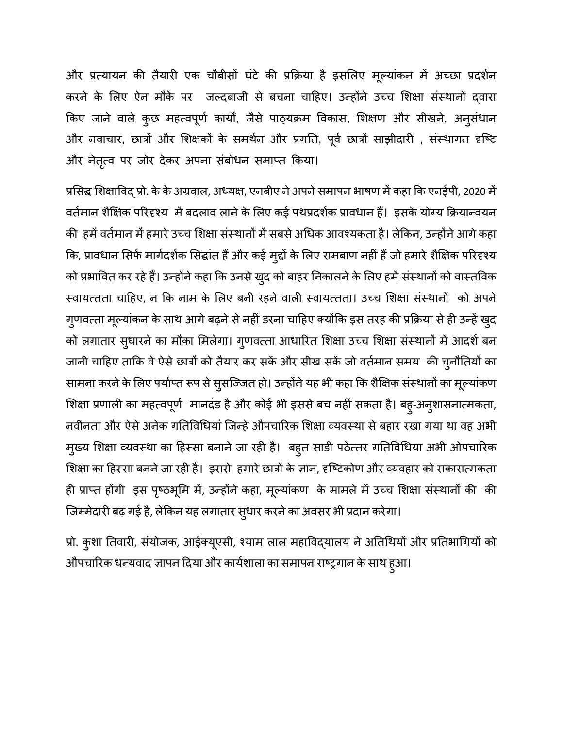और प्रत्यायन की तैयारी एक चौबीसों घंटे की प्रक्रिया है इसलिए मूल्यांकन में अच्छा प्रदर्शन करने के लिए ऐन मौके पर जल्दबाजी से बचना चाहिए। उन्होंने उच्च शिक्षा संस्थानों द्वारा किए जाने वाले कुछ महत्वपूर्ण कार्यों, जैसे पाठ्यक्रम विकास, शिक्षण और सीखने, अनुसंधान और नवाचार, छात्रों और शिक्षकों के समर्थन और प्रगति, पूर्व छात्रों साझीदारी , संस्थागत दृष्टि और नेतृत्व पर जोर देकर अपना संबोधन समाप्त किया।

प्रसिद्ध शिक्षाविद् प्रो. के के अग्रवाल, अध्यक्ष, एनबीए ने अपने समापन भाषण में कहा कि एनईपी, 2020 में वर्तमान शैक्षिक परिदृश्य में बदलाव लाने के लिए कई पथप्रदर्शक प्रावधान हैं। इसके योग्य क्रियान्वयन की हमें वर्तमान में हमारे उच्च शिक्षा संस्थानों में सबसे अधिक आवश्यकता है। लेकिन, उन्होंने आगे कहा कि, प्रावधान सिर्फ मार्गदर्शक सिद्धांत हैं और कई मुद्दों के लिए रामबाण नहीं हैं जो हमारे शैक्षिक परिदृश्य को प्रभावित कर रहे हैं। उन्होंने कहा कि उनसे खुद को बाहर निकालने के लिए हमें संस्थानों को वास्तविक स्वायत्तता चाहिए, न कि नाम के लिए बनी रहने वाली स्वायत्तता। उच्च शिक्षा संस्थानों को अपने गुणवत्ता मूल्यांकन के साथ आगे बढ़ने से नहीं डरना चाहिए क्योंकि इस तरह की प्रक्रिया से ही उन्हें खुद को लगातार सुधारने का मौका मिलेगा। गुणवत्ता आधारित शिक्षा उच्च शिक्षा संस्थानों में आदर्श बन जानी चाहिए ताकि वे ऐसे छात्रों को तैयार कर सकें और सीख सकें जो वर्तमान समय की चुनौतियों का सामना करने के लिए पर्याप्त रूप से सुसज्जित हो। उन्होंने यह भी कहा कि शैक्षिक संस्थानों का मूल्यांकण शिक्षा प्रणाली का महत्वपूर्ण मानदंड है और कोई भी इससे बच नहीं सकता है। बहु-अनुशासनात्मकता, नवीनता और ऐसे अनेक गतिविधियां जिन्हे औपचारिक शिक्षा व्यवस्था से बहार रखा गया था वह अभी मुख्य शिक्षा व्यवस्था का हिस्सा बनाने जा रही है। बहुत साडी पठेत्तर गतिविधिया अभी ओपचारिक शिक्षा का हिस्सा बनने जा रही है। इससे हमारे छात्रों के ज्ञान, दृष्टिकोण और व्यवहार को सकारात्मकता ही प्राप्त होंगी इस पृष्ठभूमि में, उन्होंने कहा, मूल्यांकण के मामले में उच्च शिक्षा संस्थानों की की जिम्मेदारी बढ़ गई है, लेकिन यह लगातार सुधार करने का अवसर भी प्रदान करेगा।

प्रो. कुशा तिवारी, संयोजक, आईक्यूएसी, श्याम लाल महाविद्यालय ने अतिथियों और प्रतिभागियों को औपचारिक धन्यवाद ज्ञापन दिया और कार्यशाला का समापन राष्ट्रगान के साथ हुआ।